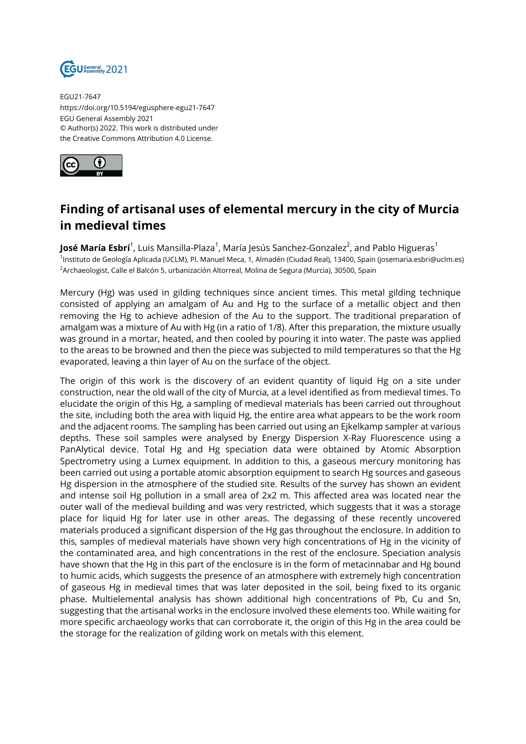EGU21-7647
https://doi.org/10.5194/egusphere-egu21-7647
EGU General Assembly 2021
© Author(s) 2022. This work is distributed under
the Creative Commons Attribution 4.0 License.

# Finding of artisanal uses of elemental mercury in the city of Murcia in medieval times

**José María Esbrí**[1], Luis Mansilla-Plaza[1], María Jesús Sanchez-Gonzalez[2], and Pablo Higueras[1]

[1]Instituto de Geología Aplicada (UCLM), Pl. Manuel Meca, 1, Almadén (Ciudad Real), 13400, Spain (josemaria.esbri@uclm.es)
[2]Archaeologist, Calle el Balcón 5, urbanización Altorreal, Molina de Segura (Murcia), 30500, Spain

Mercury (Hg) was used in gilding techniques since ancient times. This metal gilding technique consisted of applying an amalgam of Au and Hg to the surface of a metallic object and then removing the Hg to achieve adhesion of the Au to the support. The traditional preparation of amalgam was a mixture of Au with Hg (in a ratio of 1/8). After this preparation, the mixture usually was ground in a mortar, heated, and then cooled by pouring it into water. The paste was applied to the areas to be browned and then the piece was subjected to mild temperatures so that the Hg evaporated, leaving a thin layer of Au on the surface of the object.

The origin of this work is the discovery of an evident quantity of liquid Hg on a site under construction, near the old wall of the city of Murcia, at a level identified as from medieval times. To elucidate the origin of this Hg, a sampling of medieval materials has been carried out throughout the site, including both the area with liquid Hg, the entire area what appears to be the work room and the adjacent rooms. The sampling has been carried out using an Ejkelkamp sampler at various depths. These soil samples were analysed by Energy Dispersion X-Ray Fluorescence using a PanAlytical device. Total Hg and Hg speciation data were obtained by Atomic Absorption Spectrometry using a Lumex equipment. In addition to this, a gaseous mercury monitoring has been carried out using a portable atomic absorption equipment to search Hg sources and gaseous Hg dispersion in the atmosphere of the studied site. Results of the survey has shown an evident and intense soil Hg pollution in a small area of 2x2 m. This affected area was located near the outer wall of the medieval building and was very restricted, which suggests that it was a storage place for liquid Hg for later use in other areas. The degassing of these recently uncovered materials produced a significant dispersion of the Hg gas throughout the enclosure. In addition to this, samples of medieval materials have shown very high concentrations of Hg in the vicinity of the contaminated area, and high concentrations in the rest of the enclosure. Speciation analysis have shown that the Hg in this part of the enclosure is in the form of metacinnabar and Hg bound to humic acids, which suggests the presence of an atmosphere with extremely high concentration of gaseous Hg in medieval times that was later deposited in the soil, being fixed to its organic phase. Multielemental analysis has shown additional high concentrations of Pb, Cu and Sn, suggesting that the artisanal works in the enclosure involved these elements too. While waiting for more specific archaeology works that can corroborate it, the origin of this Hg in the area could be the storage for the realization of gilding work on metals with this element.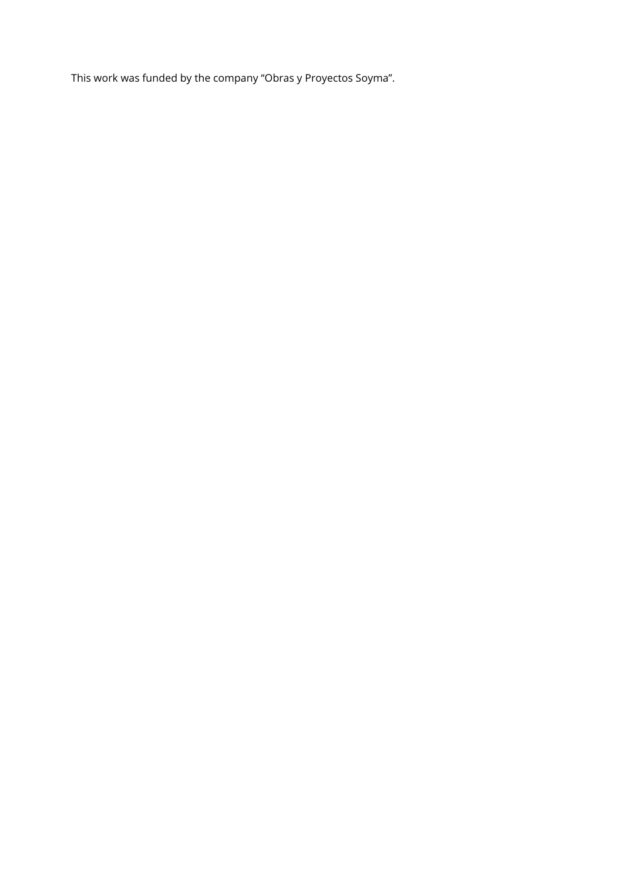This work was funded by the company “Obras y Proyectos Soyma”.